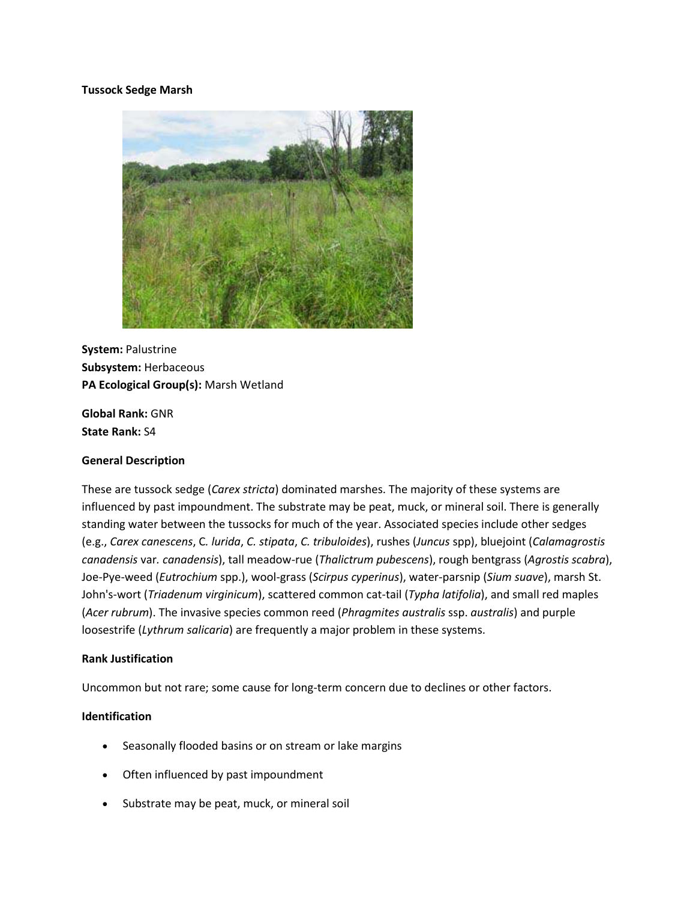# Tussock Sedge Marsh

**System:** Palustrine
**Subsystem:** Herbaceous
**PA Ecological Group(s):** Marsh Wetland

**Global Rank:** GNR
**State Rank:** S4

## General Description

These are tussock sedge (*Carex stricta*) dominated marshes. The majority of these systems are influenced by past impoundment. The substrate may be peat, muck, or mineral soil. There is generally standing water between the tussocks for much of the year. Associated species include other sedges (e.g., *Carex canescens*, C. *lurida*, *C. stipata*, *C. tribuloides*), rushes (*Juncus* spp), bluejoint (*Calamagrostis canadensis* var. *canadensis*), tall meadow-rue (*Thalictrum pubescens*), rough bentgrass (*Agrostis scabra*), Joe-Pye-weed (*Eutrochium* spp.), wool-grass (*Scirpus cyperinus*), water-parsnip (*Sium suave*), marsh St. John's-wort (*Triadenum virginicum*), scattered common cat-tail (*Typha latifolia*), and small red maples (*Acer rubrum*). The invasive species common reed (*Phragmites australis* ssp. *australis*) and purple loosestrife (*Lythrum salicaria*) are frequently a major problem in these systems.

## Rank Justification

Uncommon but not rare; some cause for long-term concern due to declines or other factors.

## Identification

- Seasonally flooded basins or on stream or lake margins
- Often influenced by past impoundment
- Substrate may be peat, muck, or mineral soil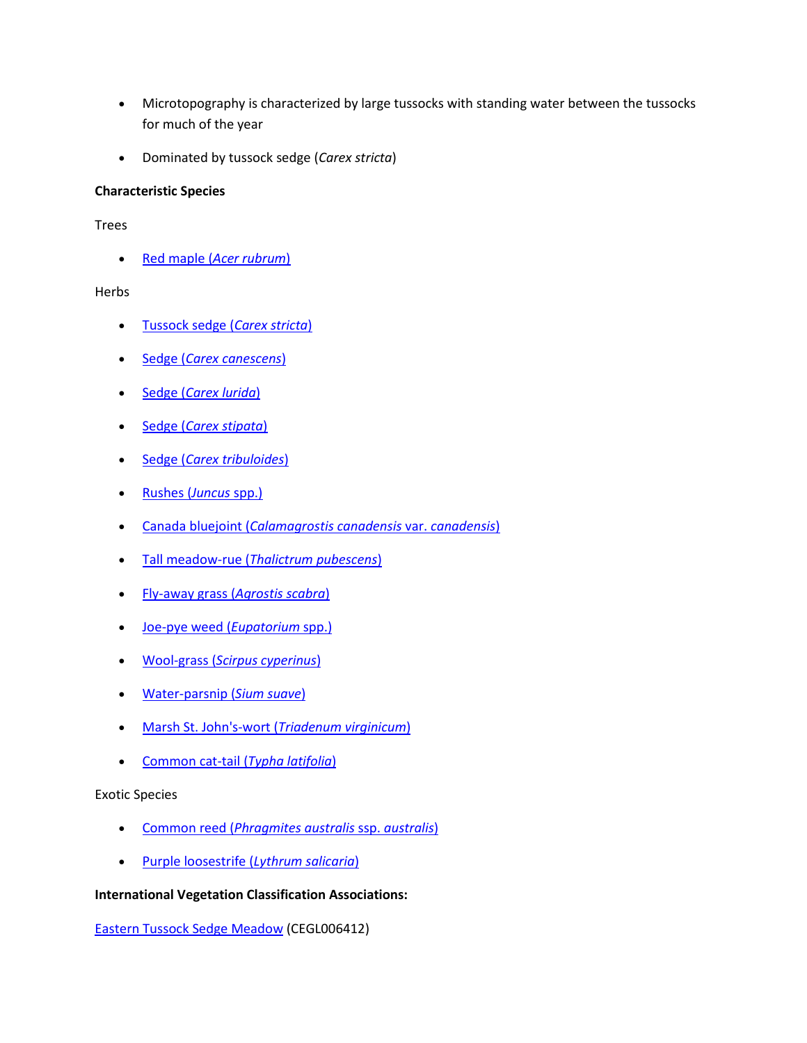- Microtopography is characterized by large tussocks with standing water between the tussocks for much of the year
- Dominated by tussock sedge (*Carex stricta*)

**Characteristic Species**

Trees

- Red maple (*Acer rubrum*)

Herbs

- Tussock sedge (*Carex stricta*)
- Sedge (*Carex canescens*)
- Sedge (*Carex lurida*)
- Sedge (*Carex stipata*)
- Sedge (*Carex tribuloides*)
- Rushes (*Juncus* spp.)
- Canada bluejoint (*Calamagrostis canadensis* var. *canadensis*)
- Tall meadow-rue (*Thalictrum pubescens*)
- Fly-away grass (*Agrostis scabra*)
- Joe-pye weed (*Eupatorium* spp.)
- Wool-grass (*Scirpus cyperinus*)
- Water-parsnip (*Sium suave*)
- Marsh St. John's-wort (*Triadenum virginicum*)
- Common cat-tail (*Typha latifolia*)

Exotic Species

- Common reed (*Phragmites australis* ssp. *australis*)
- Purple loosestrife (*Lythrum salicaria*)

**International Vegetation Classification Associations:**

Eastern Tussock Sedge Meadow (CEGL006412)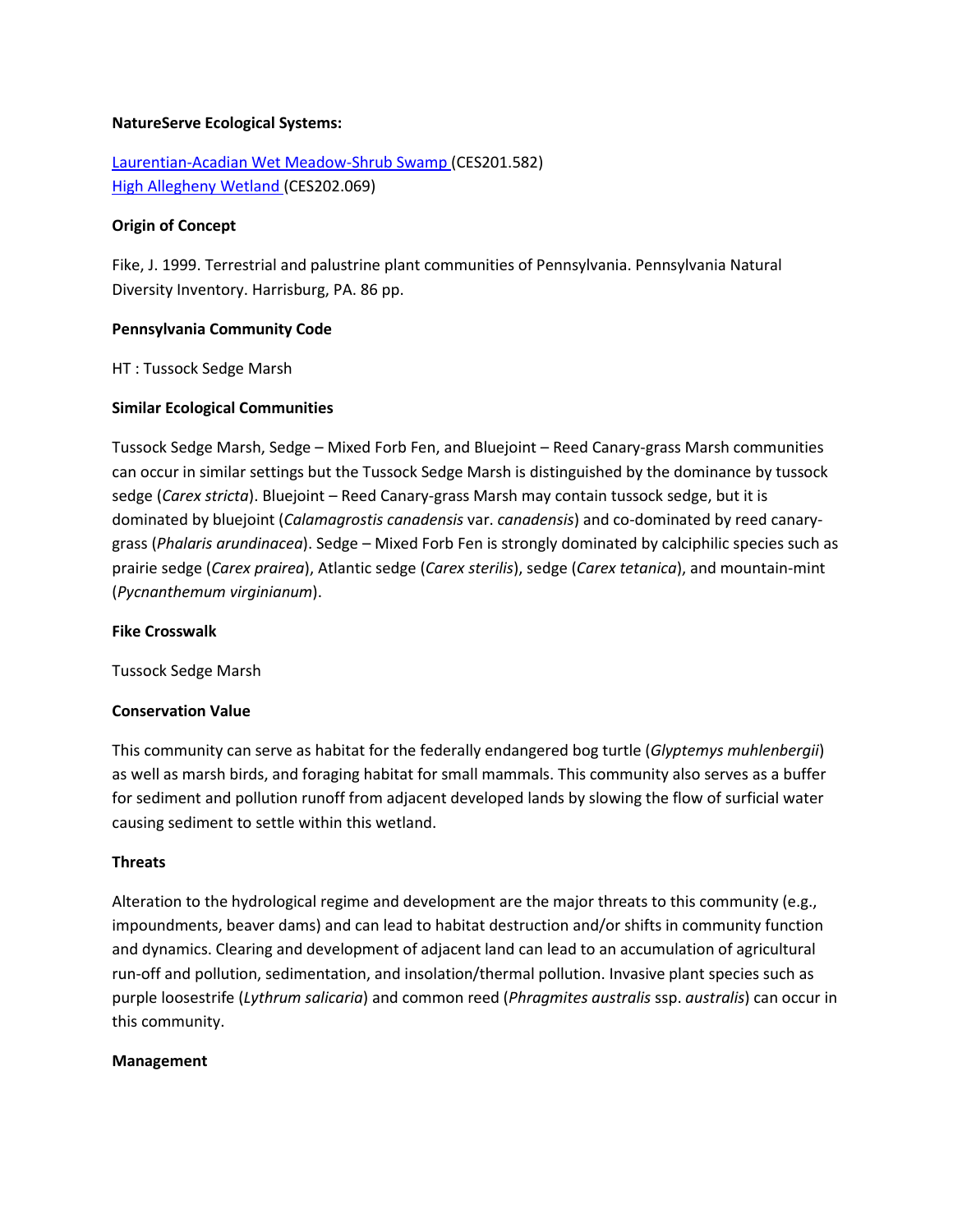**NatureServe Ecological Systems:**

[Laurentian-Acadian Wet Meadow-Shrub Swamp](#) (CES201.582)
[High Allegheny Wetland](#) (CES202.069)

**Origin of Concept**

Fike, J. 1999. Terrestrial and palustrine plant communities of Pennsylvania. Pennsylvania Natural Diversity Inventory. Harrisburg, PA. 86 pp.

**Pennsylvania Community Code**

HT : Tussock Sedge Marsh

**Similar Ecological Communities**

Tussock Sedge Marsh, Sedge – Mixed Forb Fen, and Bluejoint – Reed Canary-grass Marsh communities can occur in similar settings but the Tussock Sedge Marsh is distinguished by the dominance by tussock sedge (*Carex stricta*). Bluejoint – Reed Canary-grass Marsh may contain tussock sedge, but it is dominated by bluejoint (*Calamagrostis canadensis* var. *canadensis*) and co-dominated by reed canary-grass (*Phalaris arundinacea*). Sedge – Mixed Forb Fen is strongly dominated by calciphilic species such as prairie sedge (*Carex prairea*), Atlantic sedge (*Carex sterilis*), sedge (*Carex tetanica*), and mountain-mint (*Pycnanthemum virginianum*).

**Fike Crosswalk**

Tussock Sedge Marsh

**Conservation Value**

This community can serve as habitat for the federally endangered bog turtle (*Glyptemys muhlenbergii*) as well as marsh birds, and foraging habitat for small mammals. This community also serves as a buffer for sediment and pollution runoff from adjacent developed lands by slowing the flow of surficial water causing sediment to settle within this wetland.

**Threats**

Alteration to the hydrological regime and development are the major threats to this community (e.g., impoundments, beaver dams) and can lead to habitat destruction and/or shifts in community function and dynamics. Clearing and development of adjacent land can lead to an accumulation of agricultural run-off and pollution, sedimentation, and insolation/thermal pollution. Invasive plant species such as purple loosestrife (*Lythrum salicaria*) and common reed (*Phragmites australis* ssp. *australis*) can occur in this community.

**Management**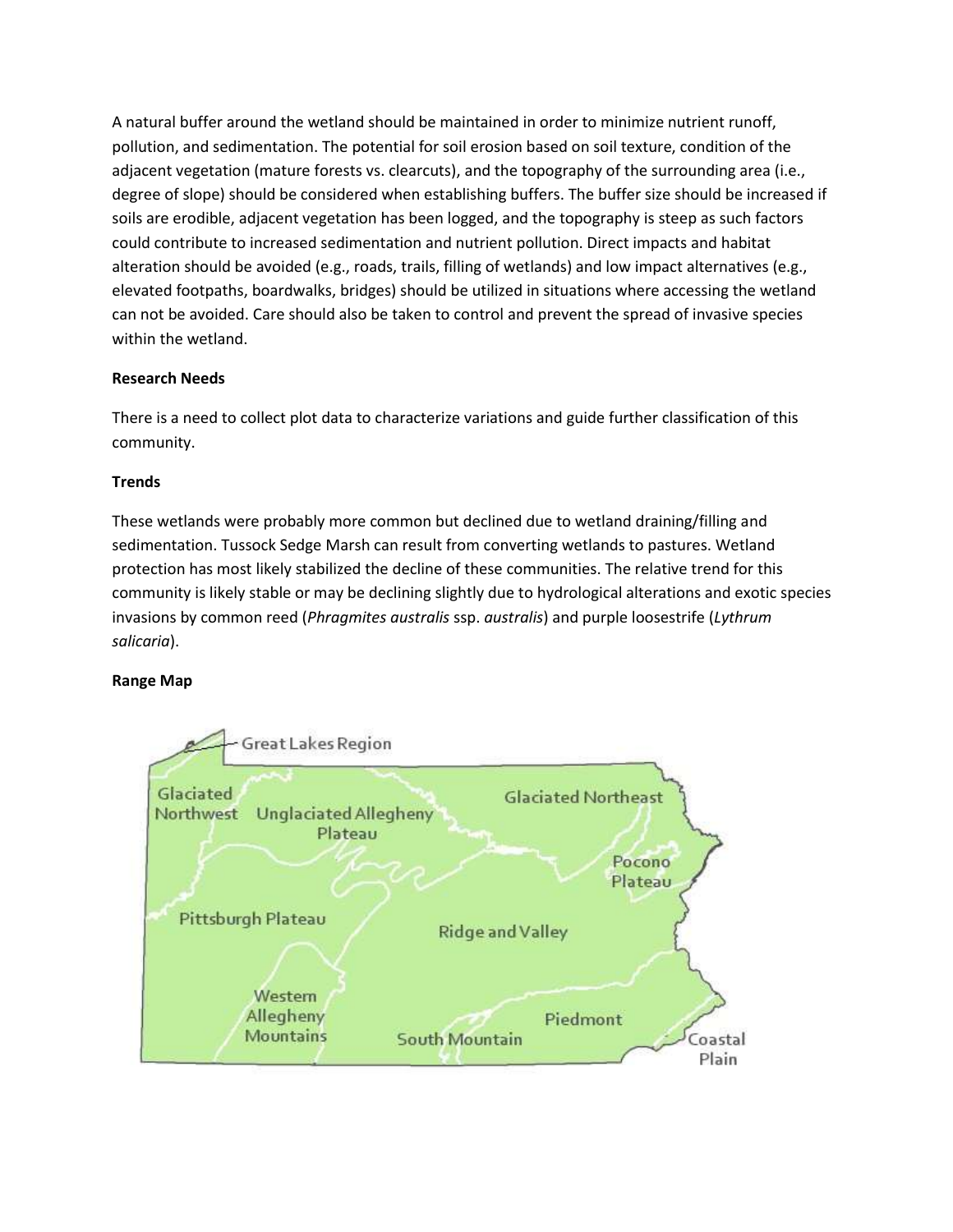A natural buffer around the wetland should be maintained in order to minimize nutrient runoff, pollution, and sedimentation. The potential for soil erosion based on soil texture, condition of the adjacent vegetation (mature forests vs. clearcuts), and the topography of the surrounding area (i.e., degree of slope) should be considered when establishing buffers. The buffer size should be increased if soils are erodible, adjacent vegetation has been logged, and the topography is steep as such factors could contribute to increased sedimentation and nutrient pollution. Direct impacts and habitat alteration should be avoided (e.g., roads, trails, filling of wetlands) and low impact alternatives (e.g., elevated footpaths, boardwalks, bridges) should be utilized in situations where accessing the wetland can not be avoided. Care should also be taken to control and prevent the spread of invasive species within the wetland.

**Research Needs**

There is a need to collect plot data to characterize variations and guide further classification of this community.

**Trends**

These wetlands were probably more common but declined due to wetland draining/filling and sedimentation. Tussock Sedge Marsh can result from converting wetlands to pastures. Wetland protection has most likely stabilized the decline of these communities. The relative trend for this community is likely stable or may be declining slightly due to hydrological alterations and exotic species invasions by common reed (*Phragmites australis* ssp. *australis*) and purple loosestrife (*Lythrum salicaria*).

**Range Map**

Great Lakes Region
Glaciated Northwest
Unglaciated Allegheny Plateau
Glaciated Northeast
Pocono Plateau
Pittsburgh Plateau
Ridge and Valley
Western Allegheny Mountains
South Mountain
Piedmont
Coastal Plain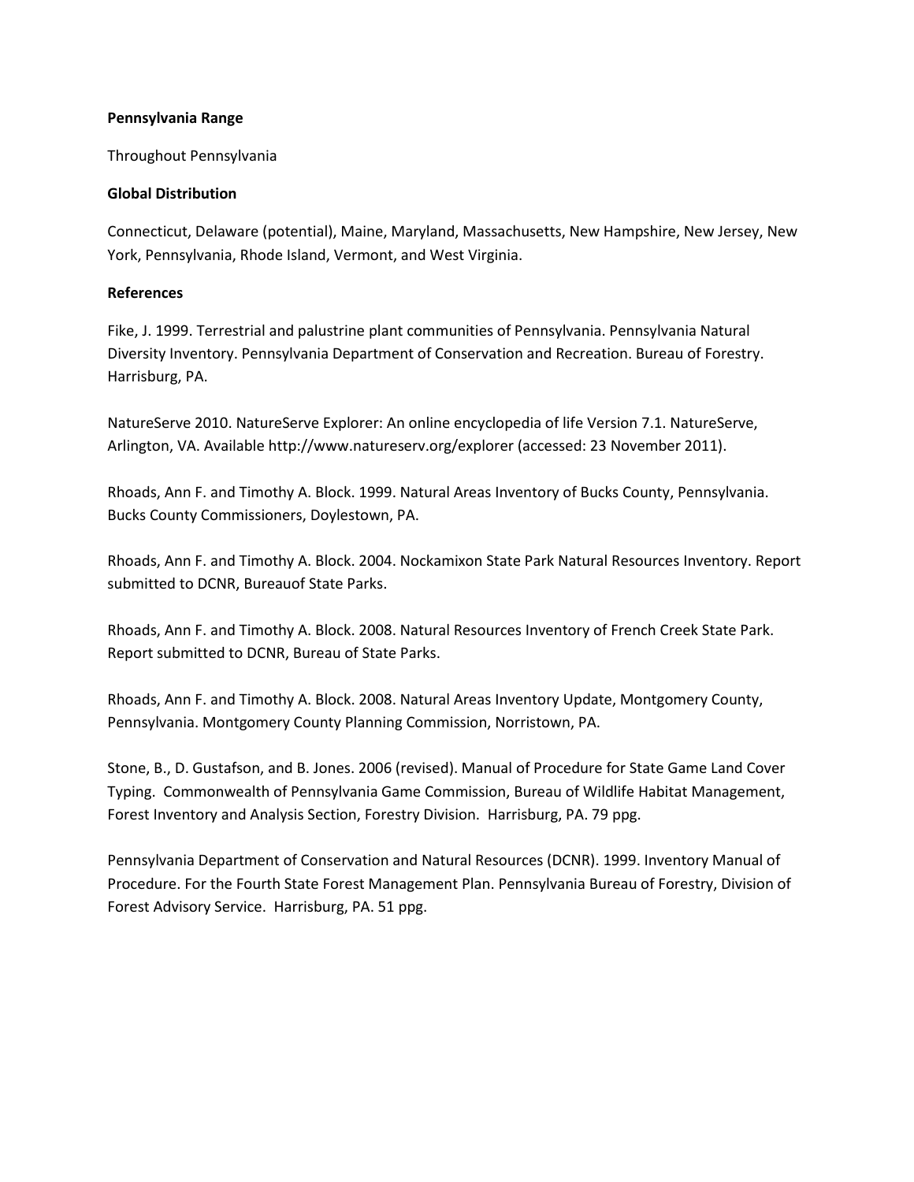**Pennsylvania Range**

Throughout Pennsylvania

**Global Distribution**

Connecticut, Delaware (potential), Maine, Maryland, Massachusetts, New Hampshire, New Jersey, New York, Pennsylvania, Rhode Island, Vermont, and West Virginia.

**References**

Fike, J. 1999. Terrestrial and palustrine plant communities of Pennsylvania. Pennsylvania Natural Diversity Inventory. Pennsylvania Department of Conservation and Recreation. Bureau of Forestry. Harrisburg, PA.

NatureServe 2010. NatureServe Explorer: An online encyclopedia of life Version 7.1. NatureServe, Arlington, VA. Available http://www.natureserv.org/explorer (accessed: 23 November 2011).

Rhoads, Ann F. and Timothy A. Block. 1999. Natural Areas Inventory of Bucks County, Pennsylvania. Bucks County Commissioners, Doylestown, PA.

Rhoads, Ann F. and Timothy A. Block. 2004. Nockamixon State Park Natural Resources Inventory. Report submitted to DCNR, Bureauof State Parks.

Rhoads, Ann F. and Timothy A. Block. 2008. Natural Resources Inventory of French Creek State Park. Report submitted to DCNR, Bureau of State Parks.

Rhoads, Ann F. and Timothy A. Block. 2008. Natural Areas Inventory Update, Montgomery County, Pennsylvania. Montgomery County Planning Commission, Norristown, PA.

Stone, B., D. Gustafson, and B. Jones. 2006 (revised). Manual of Procedure for State Game Land Cover Typing. Commonwealth of Pennsylvania Game Commission, Bureau of Wildlife Habitat Management, Forest Inventory and Analysis Section, Forestry Division. Harrisburg, PA. 79 ppg.

Pennsylvania Department of Conservation and Natural Resources (DCNR). 1999. Inventory Manual of Procedure. For the Fourth State Forest Management Plan. Pennsylvania Bureau of Forestry, Division of Forest Advisory Service. Harrisburg, PA. 51 ppg.